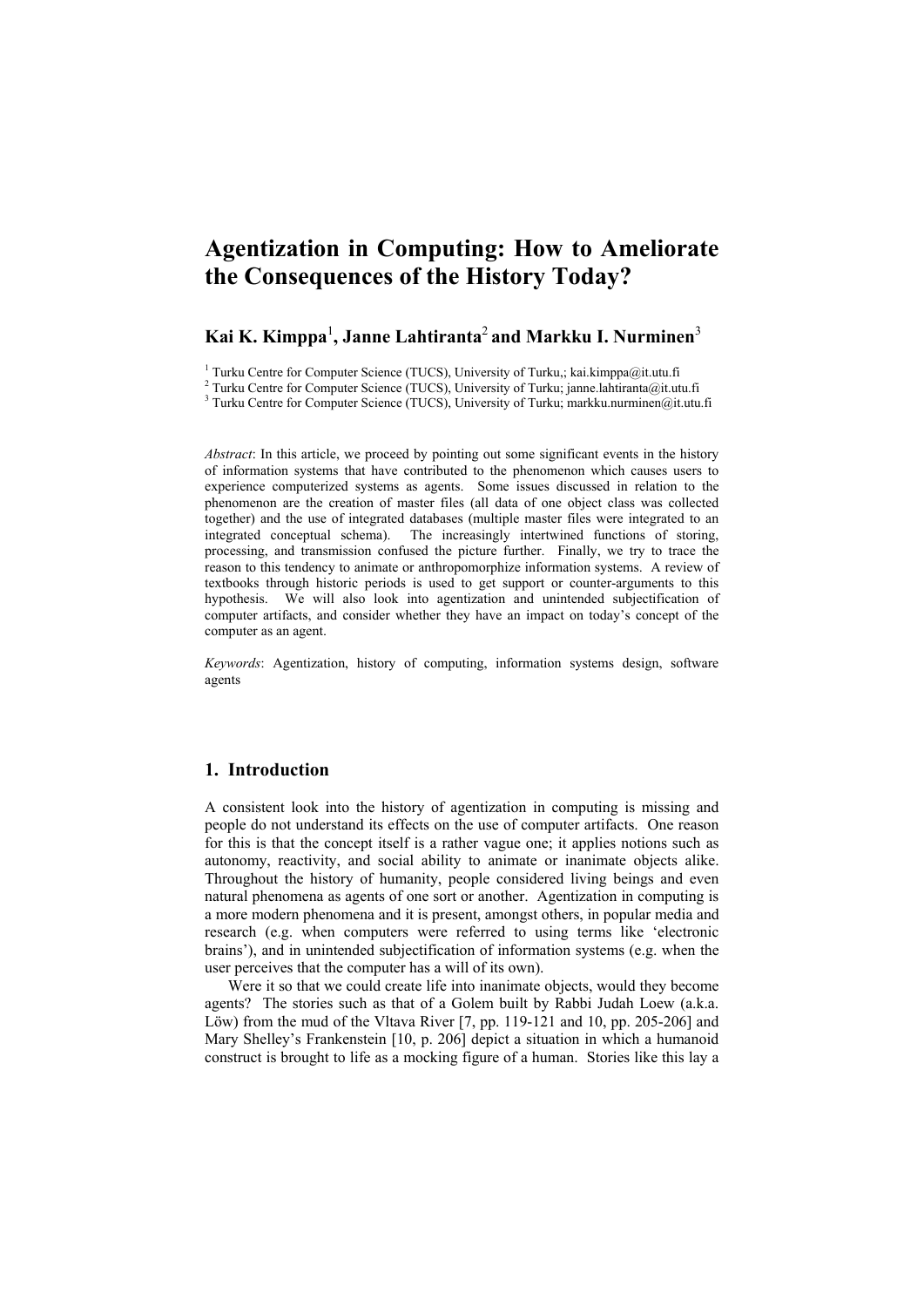# Agentization in Computing: How to Ameliorate the Consequences of the History Today?

**Kai K. Kimppa[1], Janne Lahtiranta[2] and Markku I. Nurminen[3]**

[1] Turku Centre for Computer Science (TUCS), University of Turku,; kai.kimppa@it.utu.fi
[2] Turku Centre for Computer Science (TUCS), University of Turku; janne.lahtiranta@it.utu.fi
[3] Turku Centre for Computer Science (TUCS), University of Turku; markku.nurminen@it.utu.fi

*Abstract*: In this article, we proceed by pointing out some significant events in the history of information systems that have contributed to the phenomenon which causes users to experience computerized systems as agents. Some issues discussed in relation to the phenomenon are the creation of master files (all data of one object class was collected together) and the use of integrated databases (multiple master files were integrated to an integrated conceptual schema). The increasingly intertwined functions of storing, processing, and transmission confused the picture further. Finally, we try to trace the reason to this tendency to animate or anthropomorphize information systems. A review of textbooks through historic periods is used to get support or counter-arguments to this hypothesis. We will also look into agentization and unintended subjectification of computer artifacts, and consider whether they have an impact on today's concept of the computer as an agent.

*Keywords*: Agentization, history of computing, information systems design, software agents

## 1. Introduction

A consistent look into the history of agentization in computing is missing and people do not understand its effects on the use of computer artifacts. One reason for this is that the concept itself is a rather vague one; it applies notions such as autonomy, reactivity, and social ability to animate or inanimate objects alike. Throughout the history of humanity, people considered living beings and even natural phenomena as agents of one sort or another. Agentization in computing is a more modern phenomena and it is present, amongst others, in popular media and research (e.g. when computers were referred to using terms like 'electronic brains'), and in unintended subjectification of information systems (e.g. when the user perceives that the computer has a will of its own).

Were it so that we could create life into inanimate objects, would they become agents? The stories such as that of a Golem built by Rabbi Judah Loew (a.k.a. Löw) from the mud of the Vltava River [7, pp. 119-121 and 10, pp. 205-206] and Mary Shelley's Frankenstein [10, p. 206] depict a situation in which a humanoid construct is brought to life as a mocking figure of a human. Stories like this lay a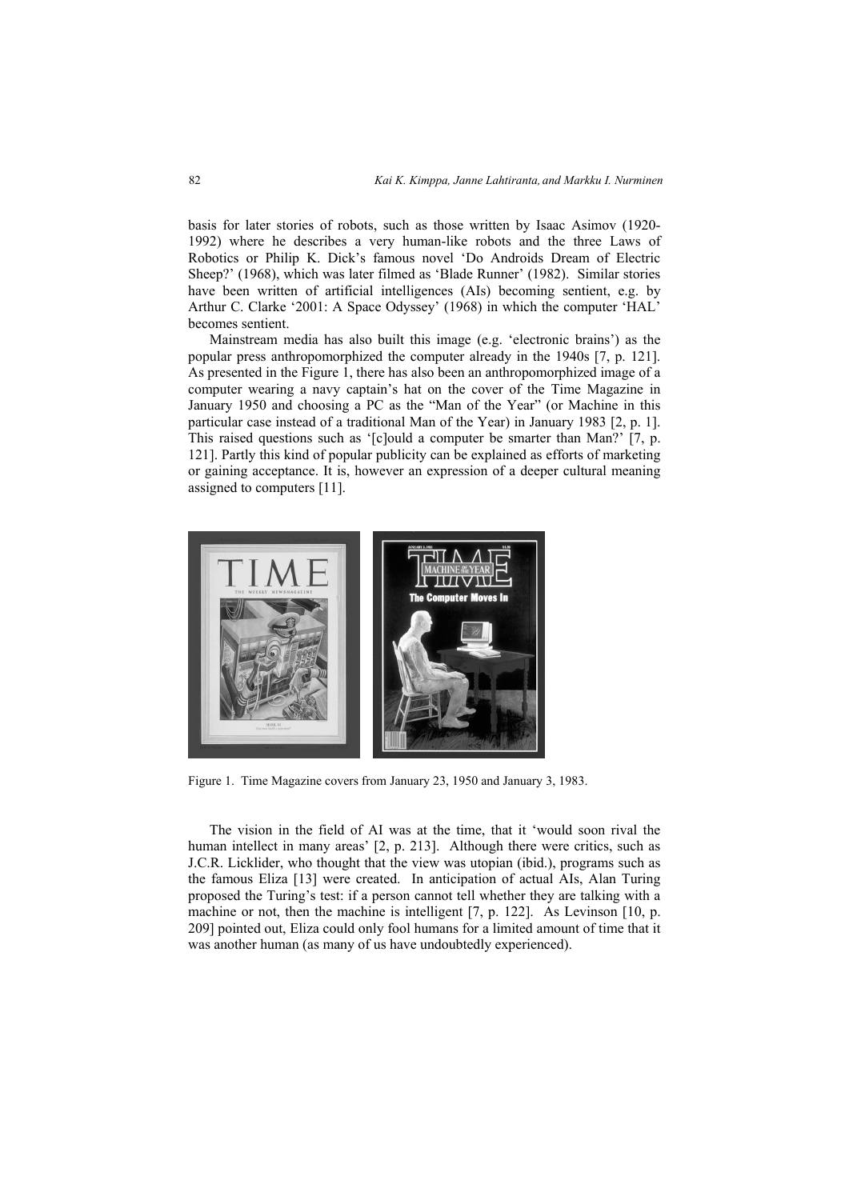basis for later stories of robots, such as those written by Isaac Asimov (1920-1992) where he describes a very human-like robots and the three Laws of Robotics or Philip K. Dick's famous novel 'Do Androids Dream of Electric Sheep?' (1968), which was later filmed as 'Blade Runner' (1982). Similar stories have been written of artificial intelligences (AIs) becoming sentient, e.g. by Arthur C. Clarke '2001: A Space Odyssey' (1968) in which the computer 'HAL' becomes sentient.

Mainstream media has also built this image (e.g. 'electronic brains') as the popular press anthropomorphized the computer already in the 1940s [7, p. 121]. As presented in the Figure 1, there has also been an anthropomorphized image of a computer wearing a navy captain's hat on the cover of the Time Magazine in January 1950 and choosing a PC as the "Man of the Year" (or Machine in this particular case instead of a traditional Man of the Year) in January 1983 [2, p. 1]. This raised questions such as '[c]ould a computer be smarter than Man?' [7, p. 121]. Partly this kind of popular publicity can be explained as efforts of marketing or gaining acceptance. It is, however an expression of a deeper cultural meaning assigned to computers [11].

Figure 1. Time Magazine covers from January 23, 1950 and January 3, 1983.

The vision in the field of AI was at the time, that it 'would soon rival the human intellect in many areas' [2, p. 213]. Although there were critics, such as J.C.R. Licklider, who thought that the view was utopian (ibid.), programs such as the famous Eliza [13] were created. In anticipation of actual AIs, Alan Turing proposed the Turing's test: if a person cannot tell whether they are talking with a machine or not, then the machine is intelligent [7, p. 122]. As Levinson [10, p. 209] pointed out, Eliza could only fool humans for a limited amount of time that it was another human (as many of us have undoubtedly experienced).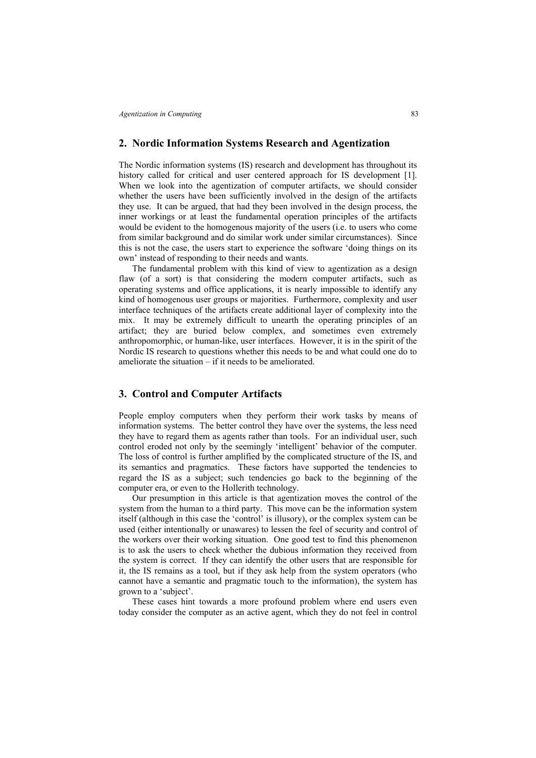## 2. Nordic Information Systems Research and Agentization

The Nordic information systems (IS) research and development has throughout its history called for critical and user centered approach for IS development [1]. When we look into the agentization of computer artifacts, we should consider whether the users have been sufficiently involved in the design of the artifacts they use. It can be argued, that had they been involved in the design process, the inner workings or at least the fundamental operation principles of the artifacts would be evident to the homogenous majority of the users (i.e. to users who come from similar background and do similar work under similar circumstances). Since this is not the case, the users start to experience the software 'doing things on its own' instead of responding to their needs and wants.

The fundamental problem with this kind of view to agentization as a design flaw (of a sort) is that considering the modern computer artifacts, such as operating systems and office applications, it is nearly impossible to identify any kind of homogenous user groups or majorities. Furthermore, complexity and user interface techniques of the artifacts create additional layer of complexity into the mix. It may be extremely difficult to unearth the operating principles of an artifact; they are buried below complex, and sometimes even extremely anthropomorphic, or human-like, user interfaces. However, it is in the spirit of the Nordic IS research to questions whether this needs to be and what could one do to ameliorate the situation – if it needs to be ameliorated.

## 3. Control and Computer Artifacts

People employ computers when they perform their work tasks by means of information systems. The better control they have over the systems, the less need they have to regard them as agents rather than tools. For an individual user, such control eroded not only by the seemingly 'intelligent' behavior of the computer. The loss of control is further amplified by the complicated structure of the IS, and its semantics and pragmatics. These factors have supported the tendencies to regard the IS as a subject; such tendencies go back to the beginning of the computer era, or even to the Hollerith technology.

Our presumption in this article is that agentization moves the control of the system from the human to a third party. This move can be the information system itself (although in this case the 'control' is illusory), or the complex system can be used (either intentionally or unawares) to lessen the feel of security and control of the workers over their working situation. One good test to find this phenomenon is to ask the users to check whether the dubious information they received from the system is correct. If they can identify the other users that are responsible for it, the IS remains as a tool, but if they ask help from the system operators (who cannot have a semantic and pragmatic touch to the information), the system has grown to a 'subject'.

These cases hint towards a more profound problem where end users even today consider the computer as an active agent, which they do not feel in control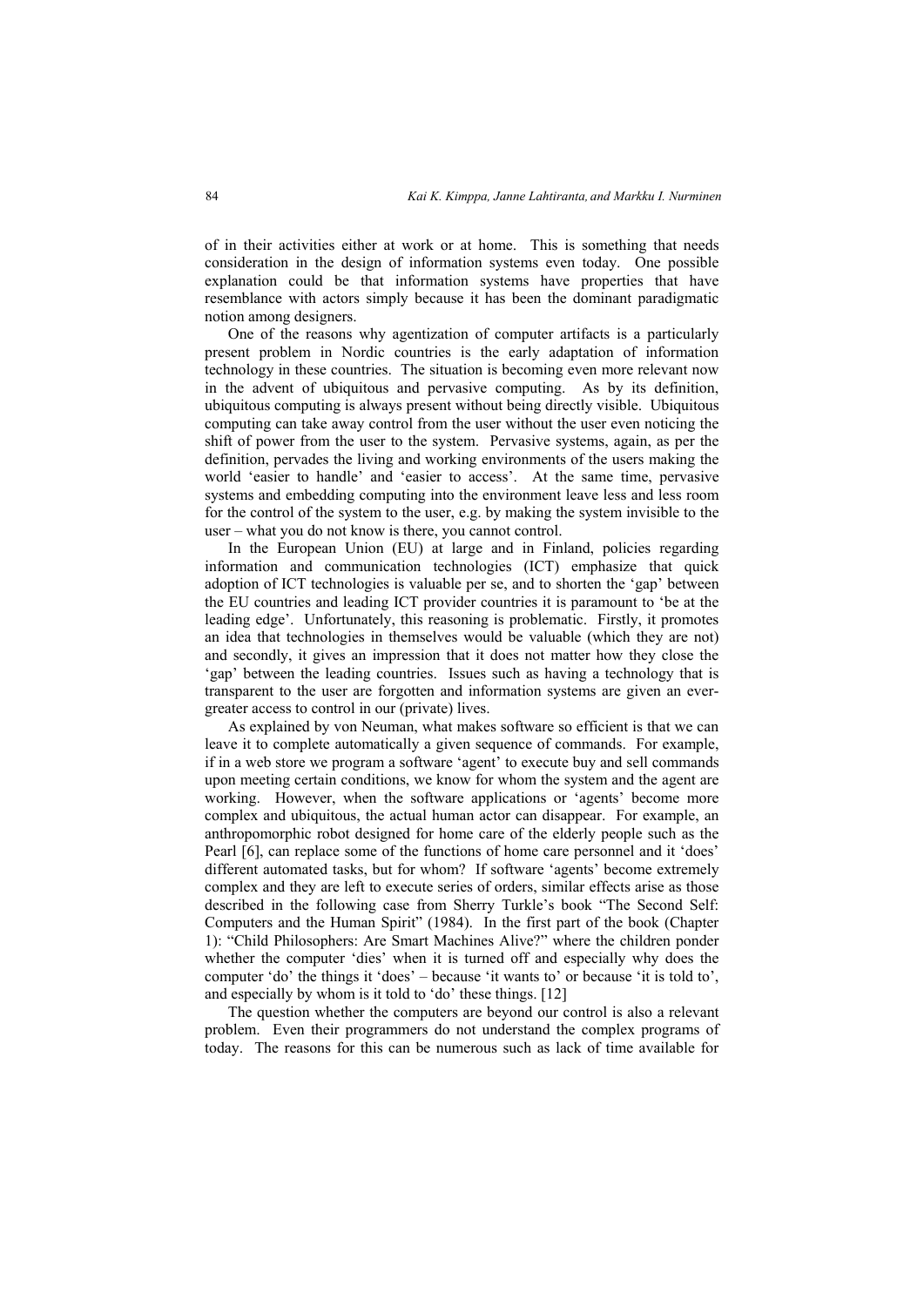of in their activities either at work or at home. This is something that needs consideration in the design of information systems even today. One possible explanation could be that information systems have properties that have resemblance with actors simply because it has been the dominant paradigmatic notion among designers.

One of the reasons why agentization of computer artifacts is a particularly present problem in Nordic countries is the early adaptation of information technology in these countries. The situation is becoming even more relevant now in the advent of ubiquitous and pervasive computing. As by its definition, ubiquitous computing is always present without being directly visible. Ubiquitous computing can take away control from the user without the user even noticing the shift of power from the user to the system. Pervasive systems, again, as per the definition, pervades the living and working environments of the users making the world 'easier to handle' and 'easier to access'. At the same time, pervasive systems and embedding computing into the environment leave less and less room for the control of the system to the user, e.g. by making the system invisible to the user – what you do not know is there, you cannot control.

In the European Union (EU) at large and in Finland, policies regarding information and communication technologies (ICT) emphasize that quick adoption of ICT technologies is valuable per se, and to shorten the 'gap' between the EU countries and leading ICT provider countries it is paramount to 'be at the leading edge'. Unfortunately, this reasoning is problematic. Firstly, it promotes an idea that technologies in themselves would be valuable (which they are not) and secondly, it gives an impression that it does not matter how they close the 'gap' between the leading countries. Issues such as having a technology that is transparent to the user are forgotten and information systems are given an ever-greater access to control in our (private) lives.

As explained by von Neuman, what makes software so efficient is that we can leave it to complete automatically a given sequence of commands. For example, if in a web store we program a software 'agent' to execute buy and sell commands upon meeting certain conditions, we know for whom the system and the agent are working. However, when the software applications or 'agents' become more complex and ubiquitous, the actual human actor can disappear. For example, an anthropomorphic robot designed for home care of the elderly people such as the Pearl [6], can replace some of the functions of home care personnel and it 'does' different automated tasks, but for whom? If software 'agents' become extremely complex and they are left to execute series of orders, similar effects arise as those described in the following case from Sherry Turkle's book "The Second Self: Computers and the Human Spirit" (1984). In the first part of the book (Chapter 1: "Child Philosophers: Are Smart Machines Alive?" where the children ponder whether the computer 'dies' when it is turned off and especially why does the computer 'do' the things it 'does' – because 'it wants to' or because 'it is told to', and especially by whom is it told to 'do' these things. [12]

The question whether the computers are beyond our control is also a relevant problem. Even their programmers do not understand the complex programs of today. The reasons for this can be numerous such as lack of time available for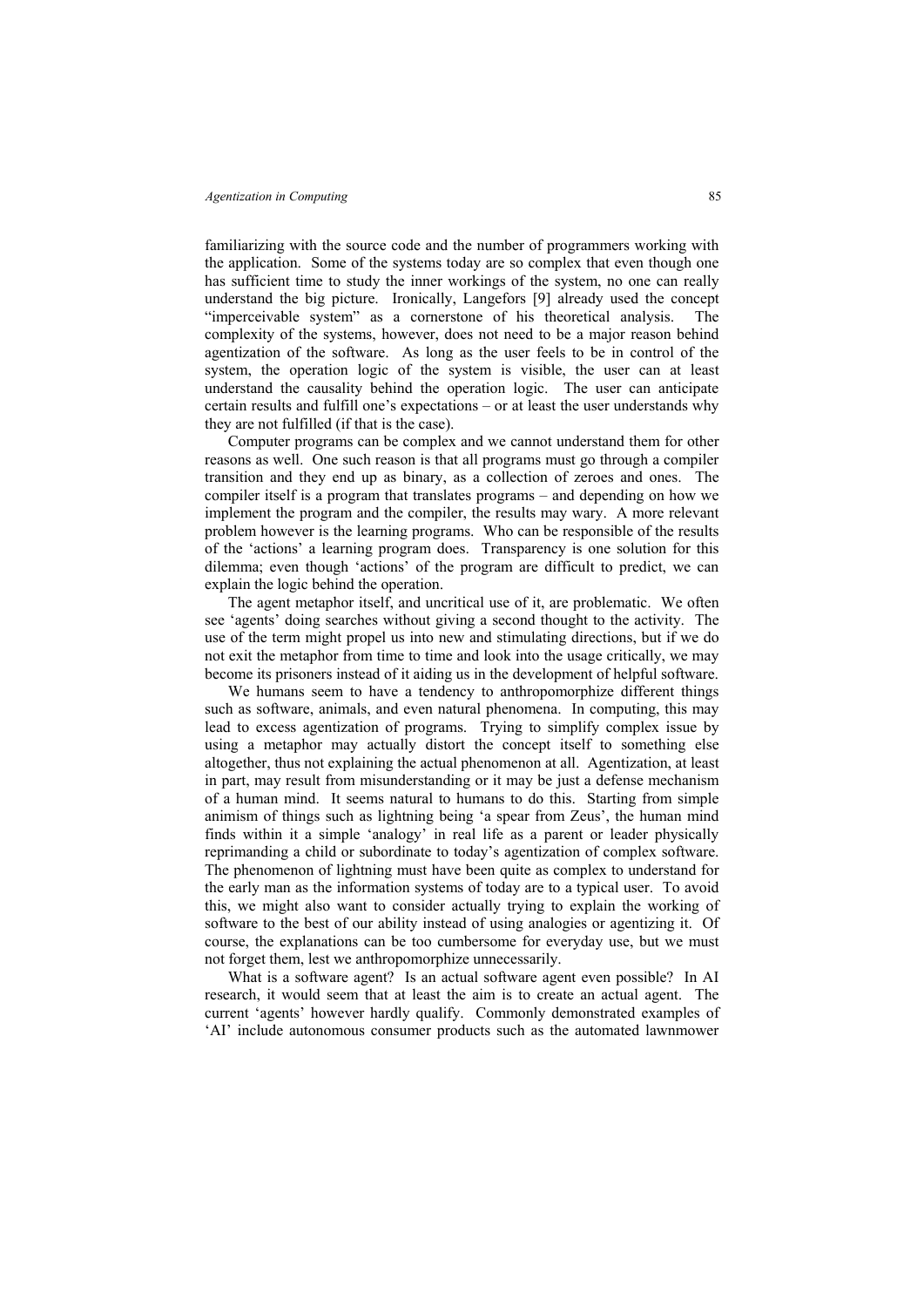familiarizing with the source code and the number of programmers working with the application. Some of the systems today are so complex that even though one has sufficient time to study the inner workings of the system, no one can really understand the big picture. Ironically, Langefors [9] already used the concept "imperceivable system" as a cornerstone of his theoretical analysis. The complexity of the systems, however, does not need to be a major reason behind agentization of the software. As long as the user feels to be in control of the system, the operation logic of the system is visible, the user can at least understand the causality behind the operation logic. The user can anticipate certain results and fulfill one's expectations – or at least the user understands why they are not fulfilled (if that is the case).

Computer programs can be complex and we cannot understand them for other reasons as well. One such reason is that all programs must go through a compiler transition and they end up as binary, as a collection of zeroes and ones. The compiler itself is a program that translates programs – and depending on how we implement the program and the compiler, the results may wary. A more relevant problem however is the learning programs. Who can be responsible of the results of the 'actions' a learning program does. Transparency is one solution for this dilemma; even though 'actions' of the program are difficult to predict, we can explain the logic behind the operation.

The agent metaphor itself, and uncritical use of it, are problematic. We often see 'agents' doing searches without giving a second thought to the activity. The use of the term might propel us into new and stimulating directions, but if we do not exit the metaphor from time to time and look into the usage critically, we may become its prisoners instead of it aiding us in the development of helpful software.

We humans seem to have a tendency to anthropomorphize different things such as software, animals, and even natural phenomena. In computing, this may lead to excess agentization of programs. Trying to simplify complex issue by using a metaphor may actually distort the concept itself to something else altogether, thus not explaining the actual phenomenon at all. Agentization, at least in part, may result from misunderstanding or it may be just a defense mechanism of a human mind. It seems natural to humans to do this. Starting from simple animism of things such as lightning being 'a spear from Zeus', the human mind finds within it a simple 'analogy' in real life as a parent or leader physically reprimanding a child or subordinate to today's agentization of complex software. The phenomenon of lightning must have been quite as complex to understand for the early man as the information systems of today are to a typical user. To avoid this, we might also want to consider actually trying to explain the working of software to the best of our ability instead of using analogies or agentizing it. Of course, the explanations can be too cumbersome for everyday use, but we must not forget them, lest we anthropomorphize unnecessarily.

What is a software agent? Is an actual software agent even possible? In AI research, it would seem that at least the aim is to create an actual agent. The current 'agents' however hardly qualify. Commonly demonstrated examples of 'AI' include autonomous consumer products such as the automated lawnmower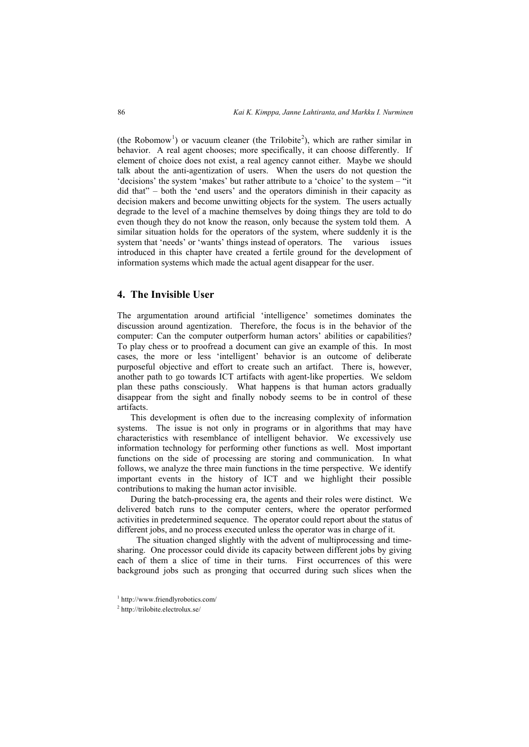(the Robomow[1]) or vacuum cleaner (the Trilobite[2]), which are rather similar in behavior. A real agent chooses; more specifically, it can choose differently. If element of choice does not exist, a real agency cannot either. Maybe we should talk about the anti-agentization of users. When the users do not question the 'decisions' the system 'makes' but rather attribute to a 'choice' to the system – "it did that" – both the 'end users' and the operators diminish in their capacity as decision makers and become unwitting objects for the system. The users actually degrade to the level of a machine themselves by doing things they are told to do even though they do not know the reason, only because the system told them. A similar situation holds for the operators of the system, where suddenly it is the system that 'needs' or 'wants' things instead of operators. The various issues introduced in this chapter have created a fertile ground for the development of information systems which made the actual agent disappear for the user.

## 4. The Invisible User

The argumentation around artificial 'intelligence' sometimes dominates the discussion around agentization. Therefore, the focus is in the behavior of the computer: Can the computer outperform human actors' abilities or capabilities? To play chess or to proofread a document can give an example of this. In most cases, the more or less 'intelligent' behavior is an outcome of deliberate purposeful objective and effort to create such an artifact. There is, however, another path to go towards ICT artifacts with agent-like properties. We seldom plan these paths consciously. What happens is that human actors gradually disappear from the sight and finally nobody seems to be in control of these artifacts.

This development is often due to the increasing complexity of information systems. The issue is not only in programs or in algorithms that may have characteristics with resemblance of intelligent behavior. We excessively use information technology for performing other functions as well. Most important functions on the side of processing are storing and communication. In what follows, we analyze the three main functions in the time perspective. We identify important events in the history of ICT and we highlight their possible contributions to making the human actor invisible.

During the batch-processing era, the agents and their roles were distinct. We delivered batch runs to the computer centers, where the operator performed activities in predetermined sequence. The operator could report about the status of different jobs, and no process executed unless the operator was in charge of it.

The situation changed slightly with the advent of multiprocessing and time-sharing. One processor could divide its capacity between different jobs by giving each of them a slice of time in their turns. First occurrences of this were background jobs such as pronging that occurred during such slices when the

[1] http://www.friendlyrobotics.com/

[2] http://trilobite.electrolux.se/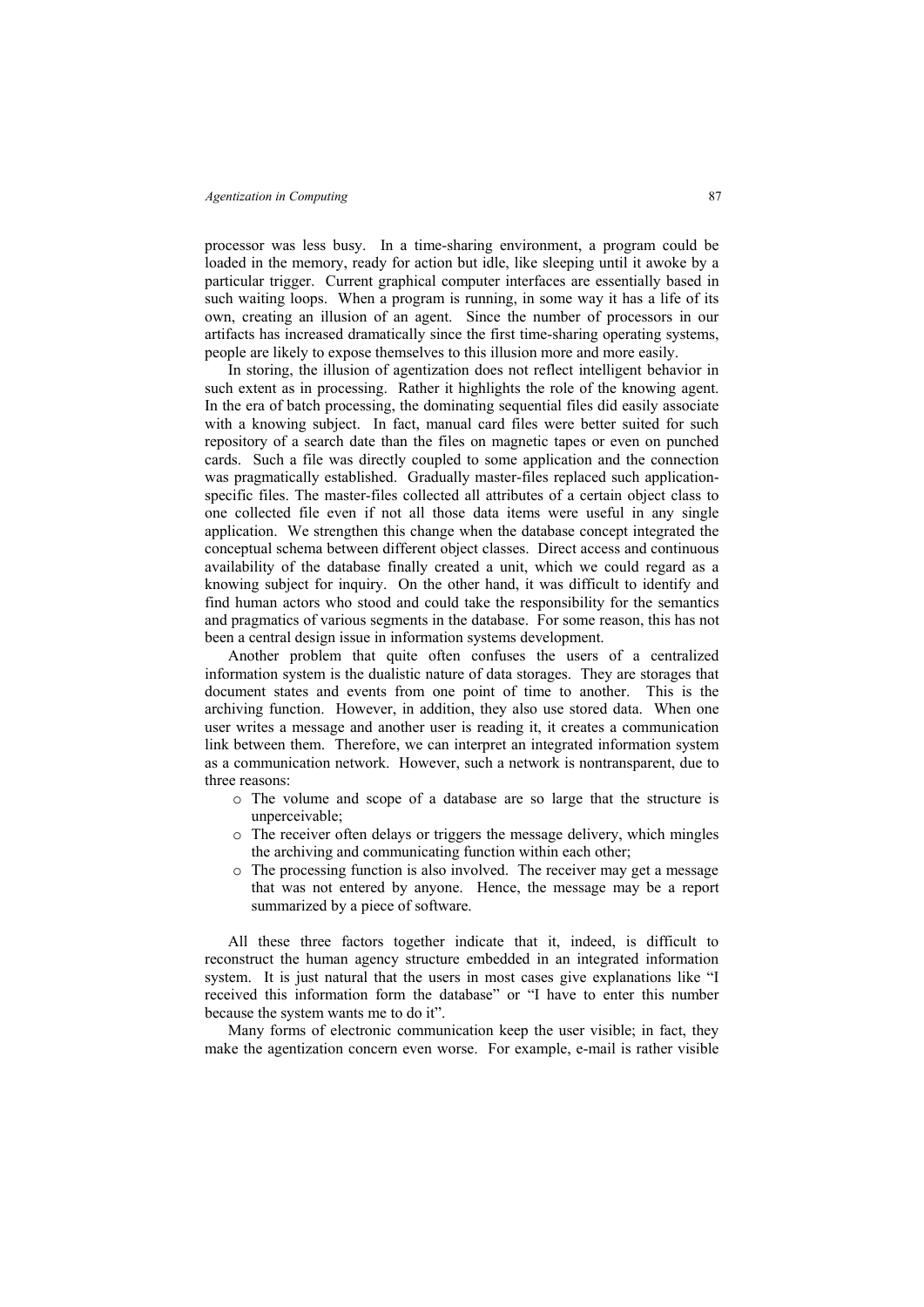processor was less busy. In a time-sharing environment, a program could be loaded in the memory, ready for action but idle, like sleeping until it awoke by a particular trigger. Current graphical computer interfaces are essentially based in such waiting loops. When a program is running, in some way it has a life of its own, creating an illusion of an agent. Since the number of processors in our artifacts has increased dramatically since the first time-sharing operating systems, people are likely to expose themselves to this illusion more and more easily.

In storing, the illusion of agentization does not reflect intelligent behavior in such extent as in processing. Rather it highlights the role of the knowing agent. In the era of batch processing, the dominating sequential files did easily associate with a knowing subject. In fact, manual card files were better suited for such repository of a search date than the files on magnetic tapes or even on punched cards. Such a file was directly coupled to some application and the connection was pragmatically established. Gradually master-files replaced such application-specific files. The master-files collected all attributes of a certain object class to one collected file even if not all those data items were useful in any single application. We strengthen this change when the database concept integrated the conceptual schema between different object classes. Direct access and continuous availability of the database finally created a unit, which we could regard as a knowing subject for inquiry. On the other hand, it was difficult to identify and find human actors who stood and could take the responsibility for the semantics and pragmatics of various segments in the database. For some reason, this has not been a central design issue in information systems development.

Another problem that quite often confuses the users of a centralized information system is the dualistic nature of data storages. They are storages that document states and events from one point of time to another. This is the archiving function. However, in addition, they also use stored data. When one user writes a message and another user is reading it, it creates a communication link between them. Therefore, we can interpret an integrated information system as a communication network. However, such a network is nontransparent, due to three reasons:

- The volume and scope of a database are so large that the structure is unperceivable;
- The receiver often delays or triggers the message delivery, which mingles the archiving and communicating function within each other;
- The processing function is also involved. The receiver may get a message that was not entered by anyone. Hence, the message may be a report summarized by a piece of software.

All these three factors together indicate that it, indeed, is difficult to reconstruct the human agency structure embedded in an integrated information system. It is just natural that the users in most cases give explanations like "I received this information form the database" or "I have to enter this number because the system wants me to do it".

Many forms of electronic communication keep the user visible; in fact, they make the agentization concern even worse. For example, e-mail is rather visible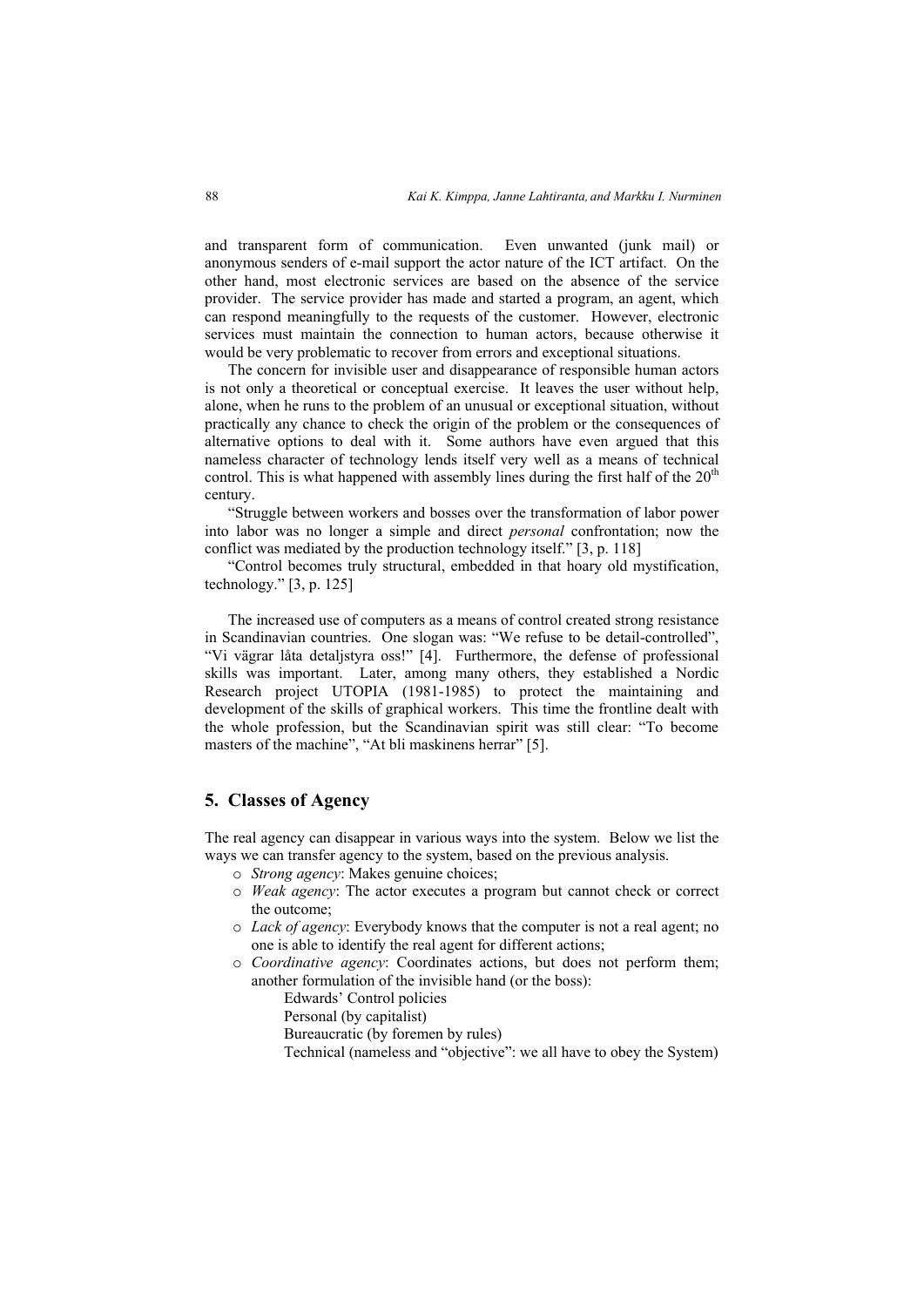and transparent form of communication. Even unwanted (junk mail) or anonymous senders of e-mail support the actor nature of the ICT artifact. On the other hand, most electronic services are based on the absence of the service provider. The service provider has made and started a program, an agent, which can respond meaningfully to the requests of the customer. However, electronic services must maintain the connection to human actors, because otherwise it would be very problematic to recover from errors and exceptional situations.

The concern for invisible user and disappearance of responsible human actors is not only a theoretical or conceptual exercise. It leaves the user without help, alone, when he runs to the problem of an unusual or exceptional situation, without practically any chance to check the origin of the problem or the consequences of alternative options to deal with it. Some authors have even argued that this nameless character of technology lends itself very well as a means of technical control. This is what happened with assembly lines during the first half of the 20th century.

"Struggle between workers and bosses over the transformation of labor power into labor was no longer a simple and direct *personal* confrontation; now the conflict was mediated by the production technology itself." [3, p. 118]

"Control becomes truly structural, embedded in that hoary old mystification, technology." [3, p. 125]

The increased use of computers as a means of control created strong resistance in Scandinavian countries. One slogan was: "We refuse to be detail-controlled", "Vi vägrar låta detaljstyra oss!" [4]. Furthermore, the defense of professional skills was important. Later, among many others, they established a Nordic Research project UTOPIA (1981-1985) to protect the maintaining and development of the skills of graphical workers. This time the frontline dealt with the whole profession, but the Scandinavian spirit was still clear: "To become masters of the machine", "At bli maskinens herrar" [5].

## 5. Classes of Agency

The real agency can disappear in various ways into the system. Below we list the ways we can transfer agency to the system, based on the previous analysis.

- *Strong agency*: Makes genuine choices;
- *Weak agency*: The actor executes a program but cannot check or correct the outcome;
- *Lack of agency*: Everybody knows that the computer is not a real agent; no one is able to identify the real agent for different actions;
- *Coordinative agency*: Coordinates actions, but does not perform them; another formulation of the invisible hand (or the boss):
  - Edwards' Control policies
  - Personal (by capitalist)
  - Bureaucratic (by foremen by rules)
  - Technical (nameless and "objective": we all have to obey the System)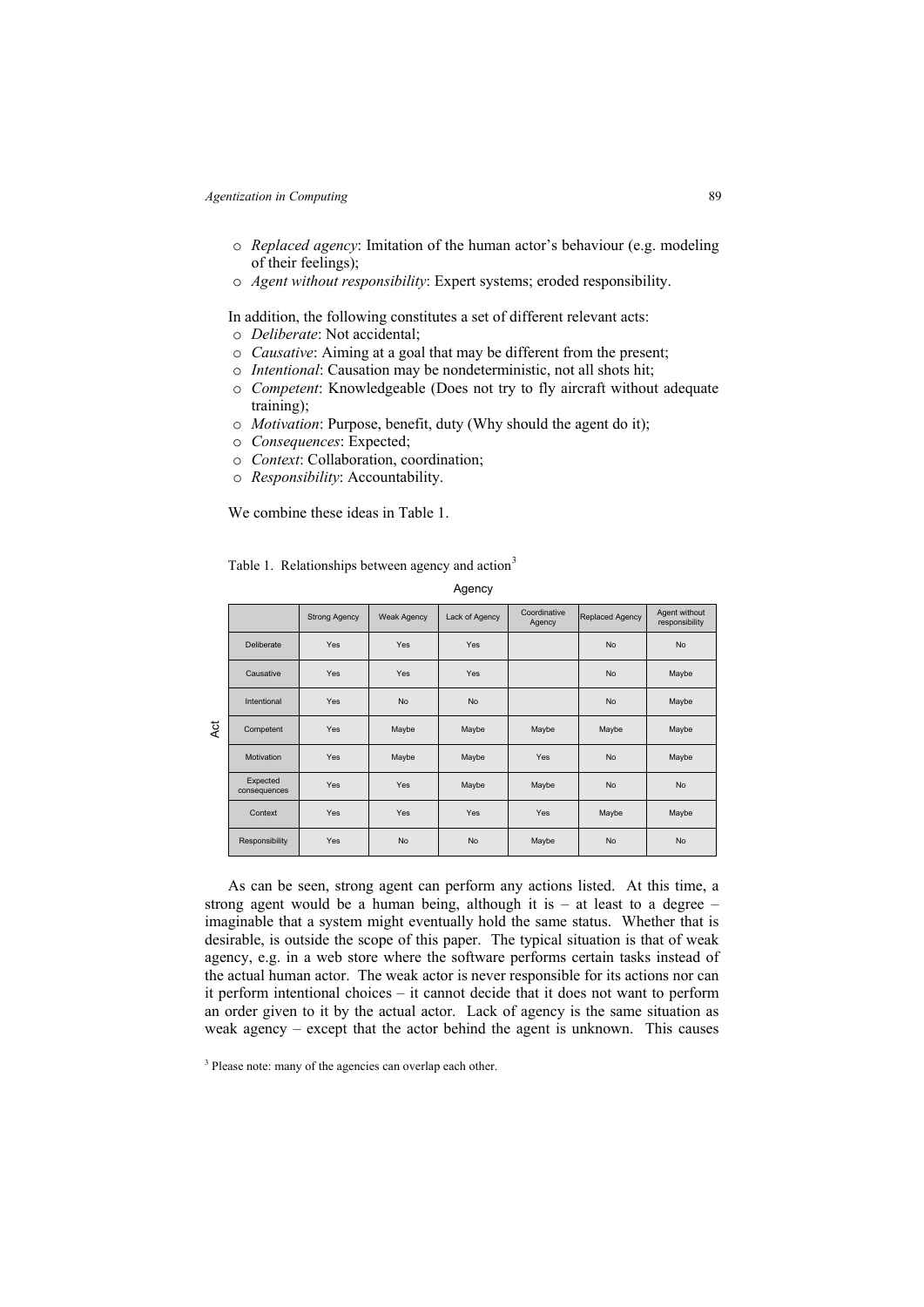- *Replaced agency*: Imitation of the human actor's behaviour (e.g. modeling of their feelings);
- *Agent without responsibility*: Expert systems; eroded responsibility.

In addition, the following constitutes a set of different relevant acts:

- *Deliberate*: Not accidental;
- *Causative*: Aiming at a goal that may be different from the present;
- *Intentional*: Causation may be nondeterministic, not all shots hit;
- *Competent*: Knowledgeable (Does not try to fly aircraft without adequate training);
- *Motivation*: Purpose, benefit, duty (Why should the agent do it);
- *Consequences*: Expected;
- *Context*: Collaboration, coordination;
- *Responsibility*: Accountability.

We combine these ideas in Table 1.

Table 1. Relationships between agency and action[3]

| Act \ Agency | Strong Agency | Weak Agency | Lack of Agency | Coordinative Agency | Replaced Agency | Agent without responsibility |
|---|---|---|---|---|---|---|
| Deliberate | Yes | Yes | Yes | | No | No |
| Causative | Yes | Yes | Yes | | No | Maybe |
| Intentional | Yes | No | No | | No | Maybe |
| Competent | Yes | Maybe | Maybe | Maybe | Maybe | Maybe |
| Motivation | Yes | Maybe | Maybe | Yes | No | Maybe |
| Expected consequences | Yes | Yes | Maybe | Maybe | No | No |
| Context | Yes | Yes | Yes | Yes | Maybe | Maybe |
| Responsibility | Yes | No | No | Maybe | No | No |

As can be seen, strong agent can perform any actions listed. At this time, a strong agent would be a human being, although it is – at least to a degree – imaginable that a system might eventually hold the same status. Whether that is desirable, is outside the scope of this paper. The typical situation is that of weak agency, e.g. in a web store where the software performs certain tasks instead of the actual human actor. The weak actor is never responsible for its actions nor can it perform intentional choices – it cannot decide that it does not want to perform an order given to it by the actual actor. Lack of agency is the same situation as weak agency – except that the actor behind the agent is unknown. This causes

[3] Please note: many of the agencies can overlap each other.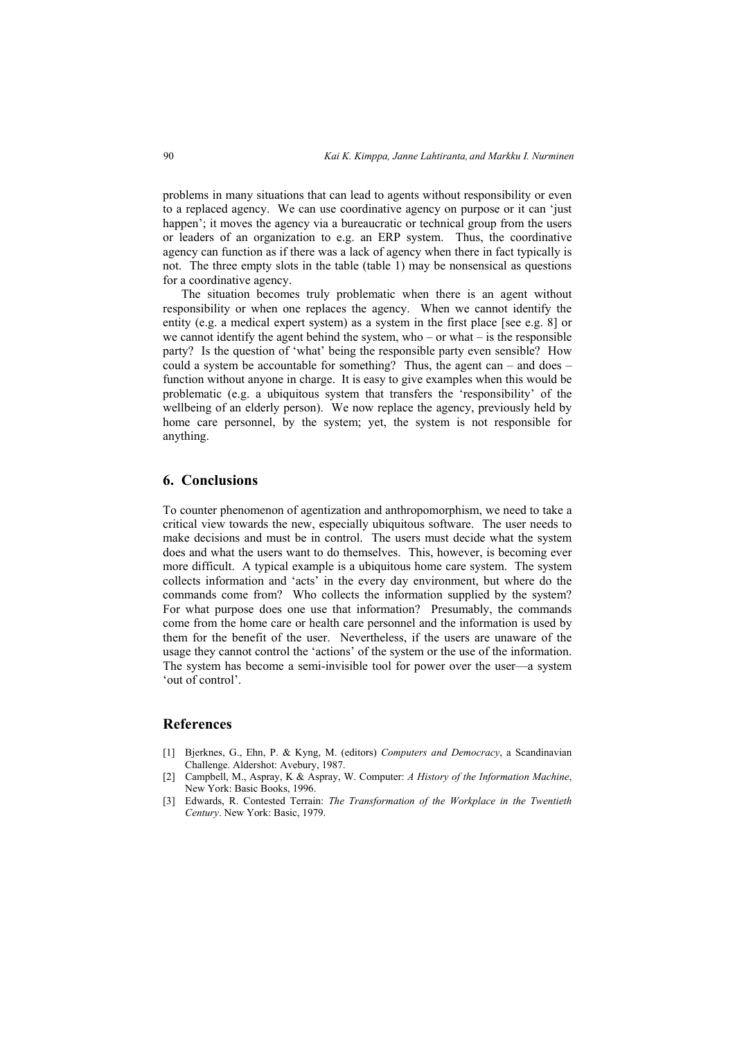problems in many situations that can lead to agents without responsibility or even to a replaced agency. We can use coordinative agency on purpose or it can 'just happen'; it moves the agency via a bureaucratic or technical group from the users or leaders of an organization to e.g. an ERP system. Thus, the coordinative agency can function as if there was a lack of agency when there in fact typically is not. The three empty slots in the table (table 1) may be nonsensical as questions for a coordinative agency.

The situation becomes truly problematic when there is an agent without responsibility or when one replaces the agency. When we cannot identify the entity (e.g. a medical expert system) as a system in the first place [see e.g. 8] or we cannot identify the agent behind the system, who – or what – is the responsible party? Is the question of 'what' being the responsible party even sensible? How could a system be accountable for something? Thus, the agent can – and does – function without anyone in charge. It is easy to give examples when this would be problematic (e.g. a ubiquitous system that transfers the 'responsibility' of the wellbeing of an elderly person). We now replace the agency, previously held by home care personnel, by the system; yet, the system is not responsible for anything.

## 6. Conclusions

To counter phenomenon of agentization and anthropomorphism, we need to take a critical view towards the new, especially ubiquitous software. The user needs to make decisions and must be in control. The users must decide what the system does and what the users want to do themselves. This, however, is becoming ever more difficult. A typical example is a ubiquitous home care system. The system collects information and 'acts' in the every day environment, but where do the commands come from? Who collects the information supplied by the system? For what purpose does one use that information? Presumably, the commands come from the home care or health care personnel and the information is used by them for the benefit of the user. Nevertheless, if the users are unaware of the usage they cannot control the 'actions' of the system or the use of the information. The system has become a semi-invisible tool for power over the user—a system 'out of control'.

## References

- [1] Bjerknes, G., Ehn, P. & Kyng, M. (editors) *Computers and Democracy*, a Scandinavian Challenge. Aldershot: Avebury, 1987.
- [2] Campbell, M., Aspray, K & Aspray, W. Computer: *A History of the Information Machine*, New York: Basic Books, 1996.
- [3] Edwards, R. Contested Terrain: *The Transformation of the Workplace in the Twentieth Century*. New York: Basic, 1979.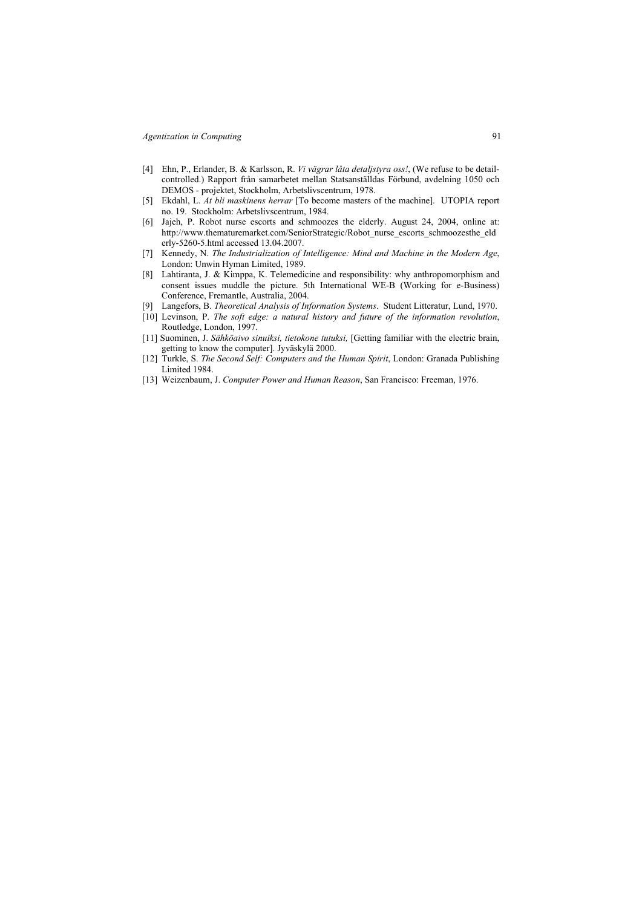[4] Ehn, P., Erlander, B. & Karlsson, R. *Vi vägrar låta detaljstyra oss!*, (We refuse to be detail-controlled.) Rapport från samarbetet mellan Statsanställdas Förbund, avdelning 1050 och DEMOS - projektet, Stockholm, Arbetslivscentrum, 1978.

[5] Ekdahl, L. *At bli maskinens herrar* [To become masters of the machine]. UTOPIA report no. 19. Stockholm: Arbetslivscentrum, 1984.

[6] Jajeh, P. Robot nurse escorts and schmoozes the elderly. August 24, 2004, online at: http://www.thematuremarket.com/SeniorStrategic/Robot_nurse_escorts_schmoozesthe_elderly-5260-5.html accessed 13.04.2007.

[7] Kennedy, N. *The Industrialization of Intelligence: Mind and Machine in the Modern Age*, London: Unwin Hyman Limited, 1989.

[8] Lahtiranta, J. & Kimppa, K. Telemedicine and responsibility: why anthropomorphism and consent issues muddle the picture. 5th International WE-B (Working for e-Business) Conference, Fremantle, Australia, 2004.

[9] Langefors, B. *Theoretical Analysis of Information Systems*. Student Litteratur, Lund, 1970.

[10] Levinson, P. *The soft edge: a natural history and future of the information revolution*, Routledge, London, 1997.

[11] Suominen, J. *Sähköaivo sinuiksi, tietokone tutuksi,* [Getting familiar with the electric brain, getting to know the computer]. Jyväskylä 2000.

[12] Turkle, S. *The Second Self: Computers and the Human Spirit*, London: Granada Publishing Limited 1984.

[13] Weizenbaum, J. *Computer Power and Human Reason*, San Francisco: Freeman, 1976.